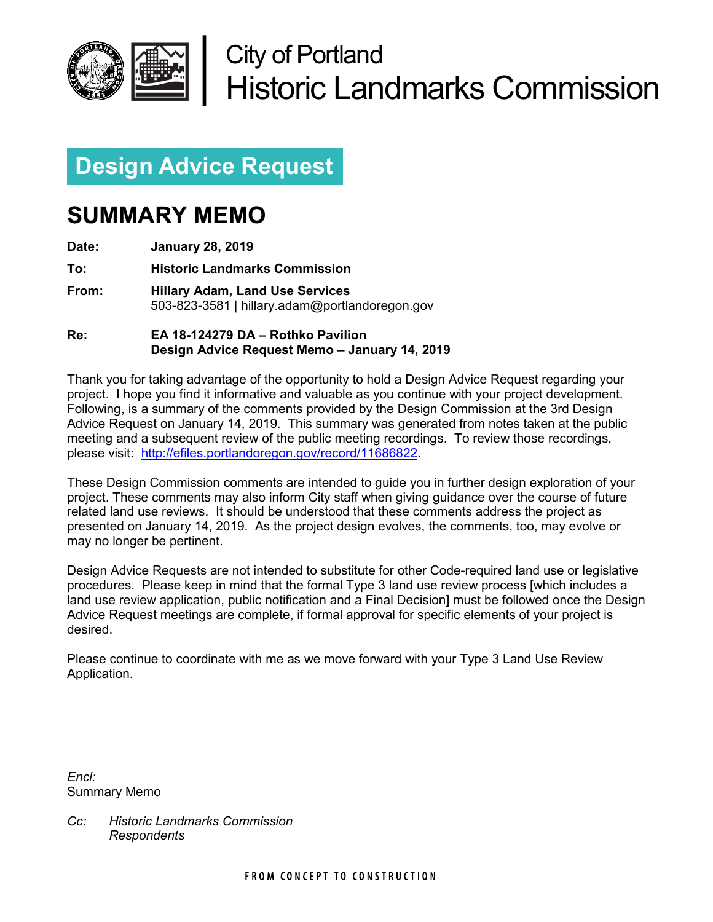City of Portland
Historic Landmarks Commission

# Design Advice Request

## SUMMARY MEMO

**Date:** **January 28, 2019**

**To:** **Historic Landmarks Commission**

**From:** **Hillary Adam, Land Use Services**
503-823-3581 | hillary.adam@portlandoregon.gov

**Re:** **EA 18-124279 DA – Rothko Pavilion**
**Design Advice Request Memo – January 14, 2019**

Thank you for taking advantage of the opportunity to hold a Design Advice Request regarding your project. I hope you find it informative and valuable as you continue with your project development. Following, is a summary of the comments provided by the Design Commission at the 3rd Design Advice Request on January 14, 2019. This summary was generated from notes taken at the public meeting and a subsequent review of the public meeting recordings. To review those recordings, please visit: [http://efiles.portlandoregon.gov/record/11686822](http://efiles.portlandoregon.gov/record/11686822).

These Design Commission comments are intended to guide you in further design exploration of your project. These comments may also inform City staff when giving guidance over the course of future related land use reviews. It should be understood that these comments address the project as presented on January 14, 2019. As the project design evolves, the comments, too, may evolve or may no longer be pertinent.

Design Advice Requests are not intended to substitute for other Code-required land use or legislative procedures. Please keep in mind that the formal Type 3 land use review process [which includes a land use review application, public notification and a Final Decision] must be followed once the Design Advice Request meetings are complete, if formal approval for specific elements of your project is desired.

Please continue to coordinate with me as we move forward with your Type 3 Land Use Review Application.

*Encl:*
Summary Memo

*Cc:* *Historic Landmarks Commission*
*Respondents*

FROM CONCEPT TO CONSTRUCTION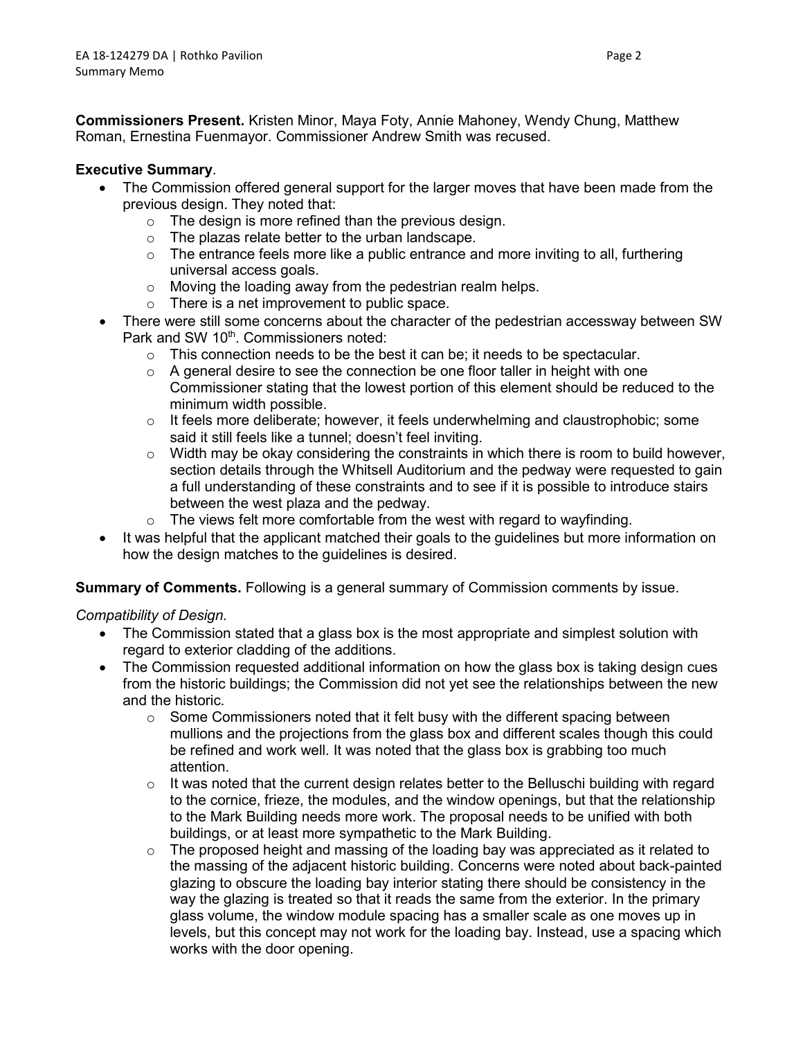**Commissioners Present.** Kristen Minor, Maya Foty, Annie Mahoney, Wendy Chung, Matthew Roman, Ernestina Fuenmayor. Commissioner Andrew Smith was recused.

**Executive Summary**.

- The Commission offered general support for the larger moves that have been made from the previous design. They noted that:
  - The design is more refined than the previous design.
  - The plazas relate better to the urban landscape.
  - The entrance feels more like a public entrance and more inviting to all, furthering universal access goals.
  - Moving the loading away from the pedestrian realm helps.
  - There is a net improvement to public space.
- There were still some concerns about the character of the pedestrian accessway between SW Park and SW 10th. Commissioners noted:
  - This connection needs to be the best it can be; it needs to be spectacular.
  - A general desire to see the connection be one floor taller in height with one Commissioner stating that the lowest portion of this element should be reduced to the minimum width possible.
  - It feels more deliberate; however, it feels underwhelming and claustrophobic; some said it still feels like a tunnel; doesn't feel inviting.
  - Width may be okay considering the constraints in which there is room to build however, section details through the Whitsell Auditorium and the pedway were requested to gain a full understanding of these constraints and to see if it is possible to introduce stairs between the west plaza and the pedway.
  - The views felt more comfortable from the west with regard to wayfinding.
- It was helpful that the applicant matched their goals to the guidelines but more information on how the design matches to the guidelines is desired.

**Summary of Comments.** Following is a general summary of Commission comments by issue.

*Compatibility of Design.*

- The Commission stated that a glass box is the most appropriate and simplest solution with regard to exterior cladding of the additions.
- The Commission requested additional information on how the glass box is taking design cues from the historic buildings; the Commission did not yet see the relationships between the new and the historic.
  - Some Commissioners noted that it felt busy with the different spacing between mullions and the projections from the glass box and different scales though this could be refined and work well. It was noted that the glass box is grabbing too much attention.
  - It was noted that the current design relates better to the Belluschi building with regard to the cornice, frieze, the modules, and the window openings, but that the relationship to the Mark Building needs more work. The proposal needs to be unified with both buildings, or at least more sympathetic to the Mark Building.
  - The proposed height and massing of the loading bay was appreciated as it related to the massing of the adjacent historic building. Concerns were noted about back-painted glazing to obscure the loading bay interior stating there should be consistency in the way the glazing is treated so that it reads the same from the exterior. In the primary glass volume, the window module spacing has a smaller scale as one moves up in levels, but this concept may not work for the loading bay. Instead, use a spacing which works with the door opening.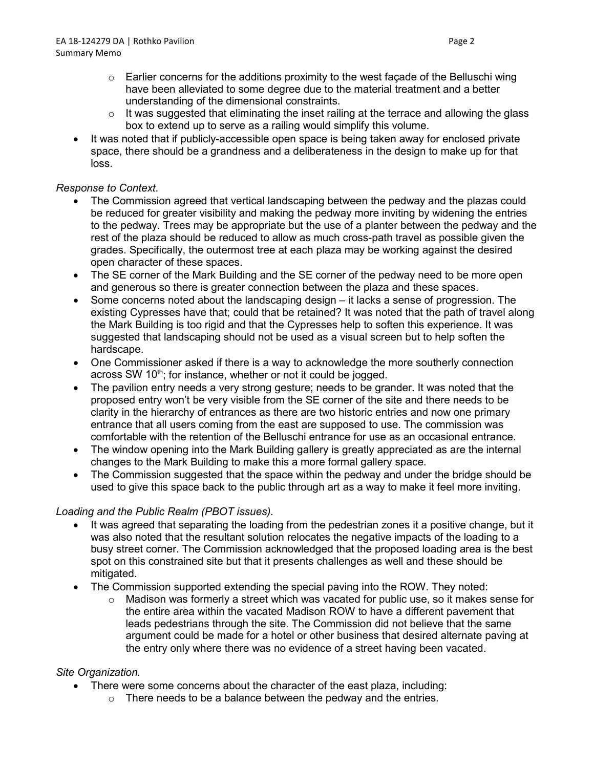- Earlier concerns for the additions proximity to the west façade of the Belluschi wing have been alleviated to some degree due to the material treatment and a better understanding of the dimensional constraints.
  - It was suggested that eliminating the inset railing at the terrace and allowing the glass box to extend up to serve as a railing would simplify this volume.
- It was noted that if publicly-accessible open space is being taken away for enclosed private space, there should be a grandness and a deliberateness in the design to make up for that loss.

*Response to Context.*

- The Commission agreed that vertical landscaping between the pedway and the plazas could be reduced for greater visibility and making the pedway more inviting by widening the entries to the pedway. Trees may be appropriate but the use of a planter between the pedway and the rest of the plaza should be reduced to allow as much cross-path travel as possible given the grades. Specifically, the outermost tree at each plaza may be working against the desired open character of these spaces.
- The SE corner of the Mark Building and the SE corner of the pedway need to be more open and generous so there is greater connection between the plaza and these spaces.
- Some concerns noted about the landscaping design – it lacks a sense of progression. The existing Cypresses have that; could that be retained? It was noted that the path of travel along the Mark Building is too rigid and that the Cypresses help to soften this experience. It was suggested that landscaping should not be used as a visual screen but to help soften the hardscape.
- One Commissioner asked if there is a way to acknowledge the more southerly connection across SW 10th; for instance, whether or not it could be jogged.
- The pavilion entry needs a very strong gesture; needs to be grander. It was noted that the proposed entry won't be very visible from the SE corner of the site and there needs to be clarity in the hierarchy of entrances as there are two historic entries and now one primary entrance that all users coming from the east are supposed to use. The commission was comfortable with the retention of the Belluschi entrance for use as an occasional entrance.
- The window opening into the Mark Building gallery is greatly appreciated as are the internal changes to the Mark Building to make this a more formal gallery space.
- The Commission suggested that the space within the pedway and under the bridge should be used to give this space back to the public through art as a way to make it feel more inviting.

*Loading and the Public Realm (PBOT issues).*

- It was agreed that separating the loading from the pedestrian zones it a positive change, but it was also noted that the resultant solution relocates the negative impacts of the loading to a busy street corner. The Commission acknowledged that the proposed loading area is the best spot on this constrained site but that it presents challenges as well and these should be mitigated.
- The Commission supported extending the special paving into the ROW. They noted:
  - Madison was formerly a street which was vacated for public use, so it makes sense for the entire area within the vacated Madison ROW to have a different pavement that leads pedestrians through the site. The Commission did not believe that the same argument could be made for a hotel or other business that desired alternate paving at the entry only where there was no evidence of a street having been vacated.

*Site Organization.*

- There were some concerns about the character of the east plaza, including:
  - There needs to be a balance between the pedway and the entries.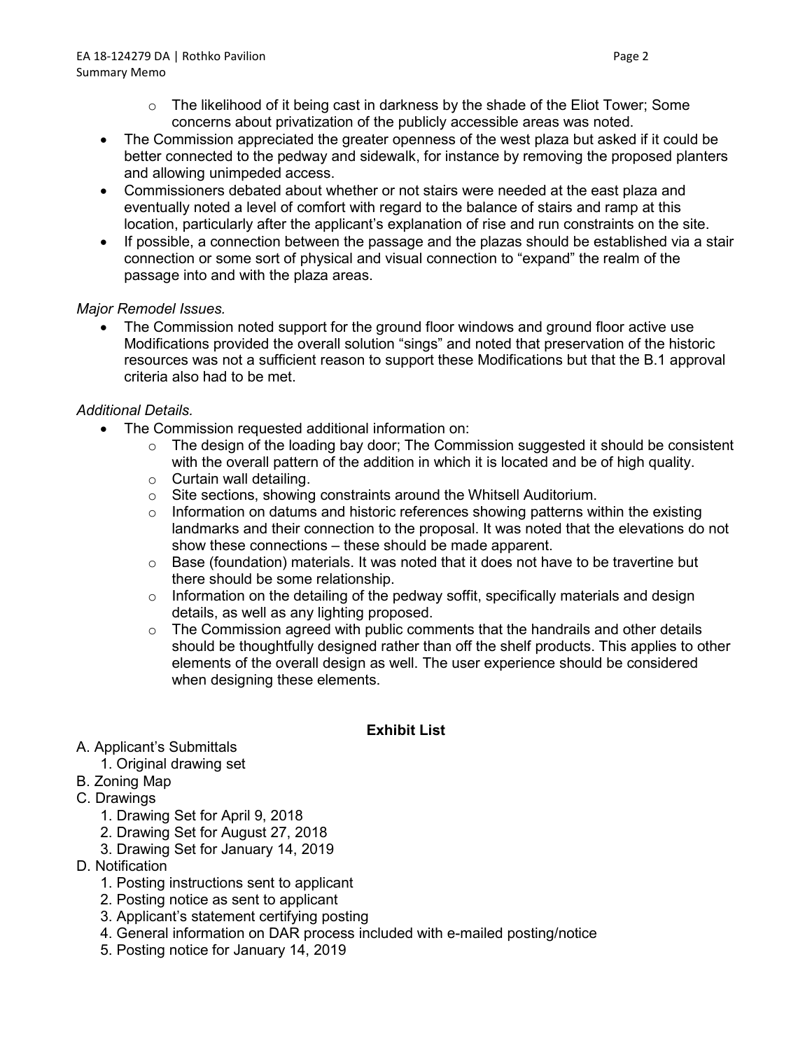- The likelihood of it being cast in darkness by the shade of the Eliot Tower; Some concerns about privatization of the publicly accessible areas was noted.
- The Commission appreciated the greater openness of the west plaza but asked if it could be better connected to the pedway and sidewalk, for instance by removing the proposed planters and allowing unimpeded access.
- Commissioners debated about whether or not stairs were needed at the east plaza and eventually noted a level of comfort with regard to the balance of stairs and ramp at this location, particularly after the applicant's explanation of rise and run constraints on the site.
- If possible, a connection between the passage and the plazas should be established via a stair connection or some sort of physical and visual connection to "expand" the realm of the passage into and with the plaza areas.

*Major Remodel Issues.*

- The Commission noted support for the ground floor windows and ground floor active use Modifications provided the overall solution "sings" and noted that preservation of the historic resources was not a sufficient reason to support these Modifications but that the B.1 approval criteria also had to be met.

*Additional Details.*

- The Commission requested additional information on:
  - The design of the loading bay door; The Commission suggested it should be consistent with the overall pattern of the addition in which it is located and be of high quality.
  - Curtain wall detailing.
  - Site sections, showing constraints around the Whitsell Auditorium.
  - Information on datums and historic references showing patterns within the existing landmarks and their connection to the proposal. It was noted that the elevations do not show these connections – these should be made apparent.
  - Base (foundation) materials. It was noted that it does not have to be travertine but there should be some relationship.
  - Information on the detailing of the pedway soffit, specifically materials and design details, as well as any lighting proposed.
  - The Commission agreed with public comments that the handrails and other details should be thoughtfully designed rather than off the shelf products. This applies to other elements of the overall design as well. The user experience should be considered when designing these elements.

**Exhibit List**

A. Applicant's Submittals
   1. Original drawing set

B. Zoning Map

C. Drawings
   1. Drawing Set for April 9, 2018
   2. Drawing Set for August 27, 2018
   3. Drawing Set for January 14, 2019

D. Notification
   1. Posting instructions sent to applicant
   2. Posting notice as sent to applicant
   3. Applicant's statement certifying posting
   4. General information on DAR process included with e-mailed posting/notice
   5. Posting notice for January 14, 2019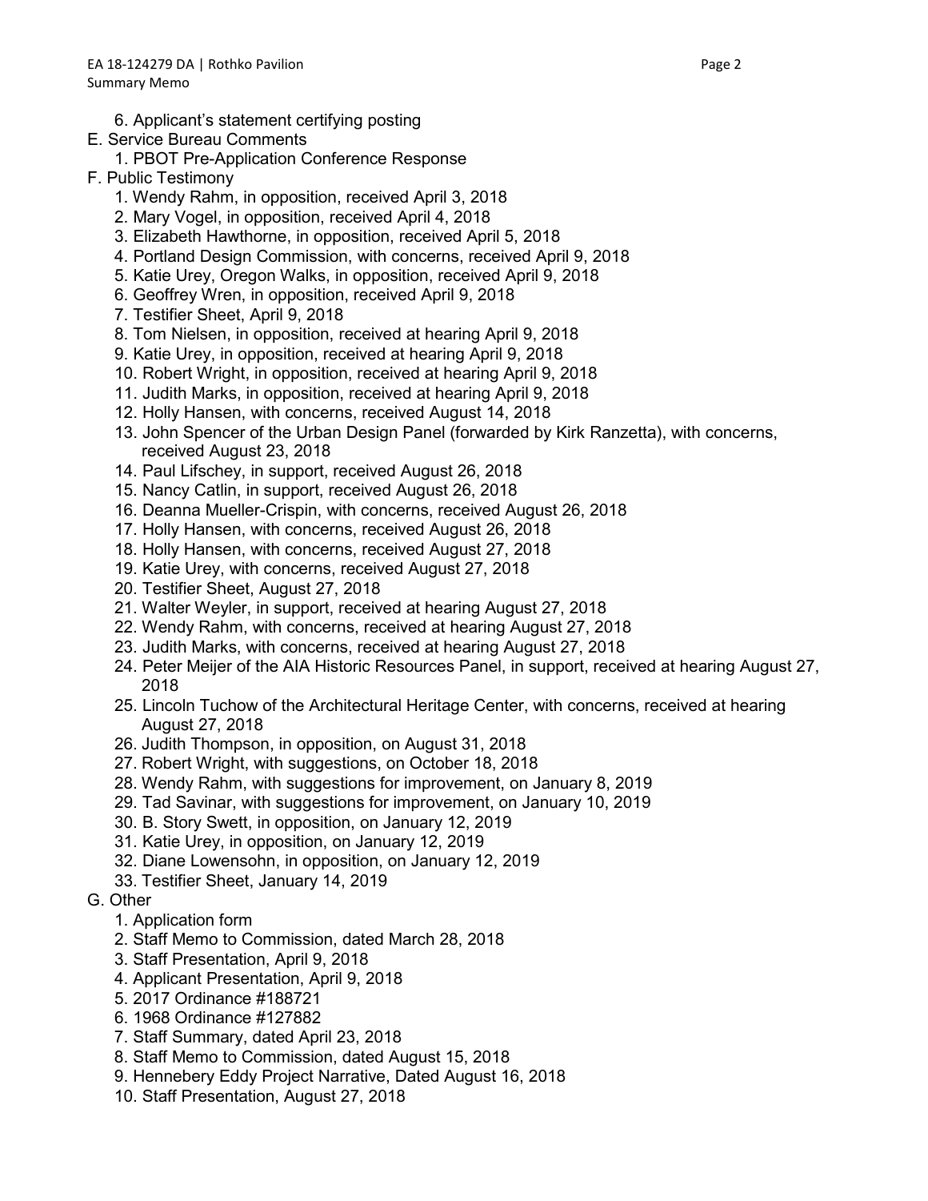6. Applicant's statement certifying posting

E. Service Bureau Comments
   1. PBOT Pre-Application Conference Response

F. Public Testimony
   1. Wendy Rahm, in opposition, received April 3, 2018
   2. Mary Vogel, in opposition, received April 4, 2018
   3. Elizabeth Hawthorne, in opposition, received April 5, 2018
   4. Portland Design Commission, with concerns, received April 9, 2018
   5. Katie Urey, Oregon Walks, in opposition, received April 9, 2018
   6. Geoffrey Wren, in opposition, received April 9, 2018
   7. Testifier Sheet, April 9, 2018
   8. Tom Nielsen, in opposition, received at hearing April 9, 2018
   9. Katie Urey, in opposition, received at hearing April 9, 2018
   10. Robert Wright, in opposition, received at hearing April 9, 2018
   11. Judith Marks, in opposition, received at hearing April 9, 2018
   12. Holly Hansen, with concerns, received August 14, 2018
   13. John Spencer of the Urban Design Panel (forwarded by Kirk Ranzetta), with concerns, received August 23, 2018
   14. Paul Lifschey, in support, received August 26, 2018
   15. Nancy Catlin, in support, received August 26, 2018
   16. Deanna Mueller-Crispin, with concerns, received August 26, 2018
   17. Holly Hansen, with concerns, received August 26, 2018
   18. Holly Hansen, with concerns, received August 27, 2018
   19. Katie Urey, with concerns, received August 27, 2018
   20. Testifier Sheet, August 27, 2018
   21. Walter Weyler, in support, received at hearing August 27, 2018
   22. Wendy Rahm, with concerns, received at hearing August 27, 2018
   23. Judith Marks, with concerns, received at hearing August 27, 2018
   24. Peter Meijer of the AIA Historic Resources Panel, in support, received at hearing August 27, 2018
   25. Lincoln Tuchow of the Architectural Heritage Center, with concerns, received at hearing August 27, 2018
   26. Judith Thompson, in opposition, on August 31, 2018
   27. Robert Wright, with suggestions, on October 18, 2018
   28. Wendy Rahm, with suggestions for improvement, on January 8, 2019
   29. Tad Savinar, with suggestions for improvement, on January 10, 2019
   30. B. Story Swett, in opposition, on January 12, 2019
   31. Katie Urey, in opposition, on January 12, 2019
   32. Diane Lowensohn, in opposition, on January 12, 2019
   33. Testifier Sheet, January 14, 2019

G. Other
   1. Application form
   2. Staff Memo to Commission, dated March 28, 2018
   3. Staff Presentation, April 9, 2018
   4. Applicant Presentation, April 9, 2018
   5. 2017 Ordinance #188721
   6. 1968 Ordinance #127882
   7. Staff Summary, dated April 23, 2018
   8. Staff Memo to Commission, dated August 15, 2018
   9. Hennebery Eddy Project Narrative, Dated August 16, 2018
   10. Staff Presentation, August 27, 2018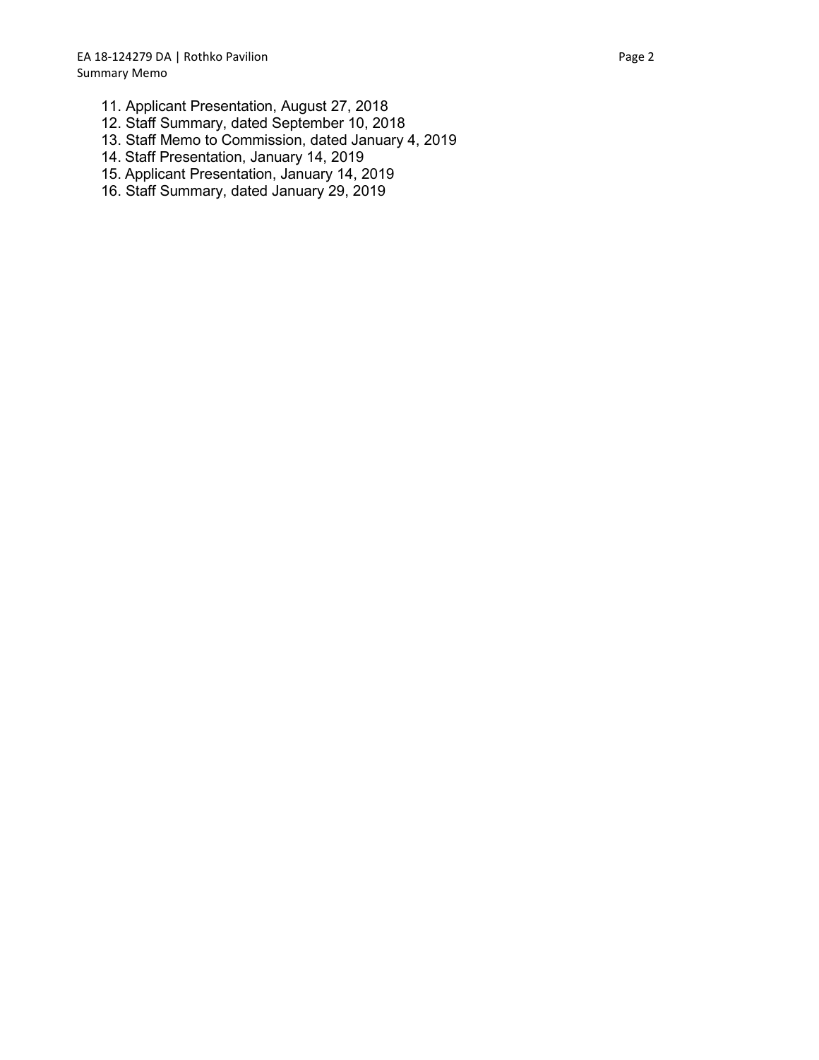11. Applicant Presentation, August 27, 2018
12. Staff Summary, dated September 10, 2018
13. Staff Memo to Commission, dated January 4, 2019
14. Staff Presentation, January 14, 2019
15. Applicant Presentation, January 14, 2019
16. Staff Summary, dated January 29, 2019